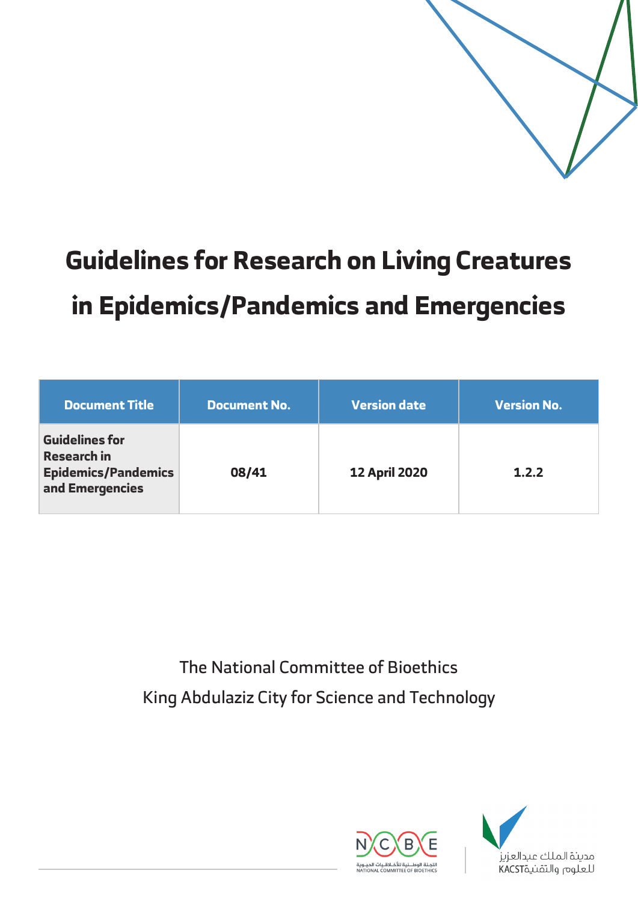# Guidelines for Research on Living Creatures in Epidemics/Pandemics and Emergencies

| Document Title | Document No. | Version date | Version No. |
|---|---|---|---|
| **Guidelines for Research in Epidemics/Pandemics and Emergencies** | **08/41** | **12 April 2020** | **1.2.2** |

The National Committee of Bioethics

King Abdulaziz City for Science and Technology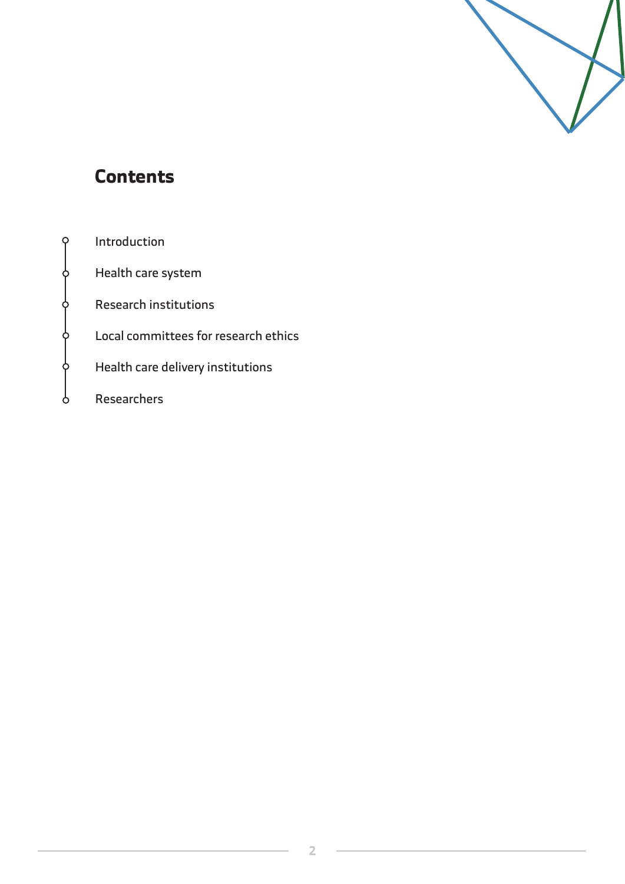## Contents

- Introduction
- Health care system
- Research institutions
- Local committees for research ethics
- Health care delivery institutions
- Researchers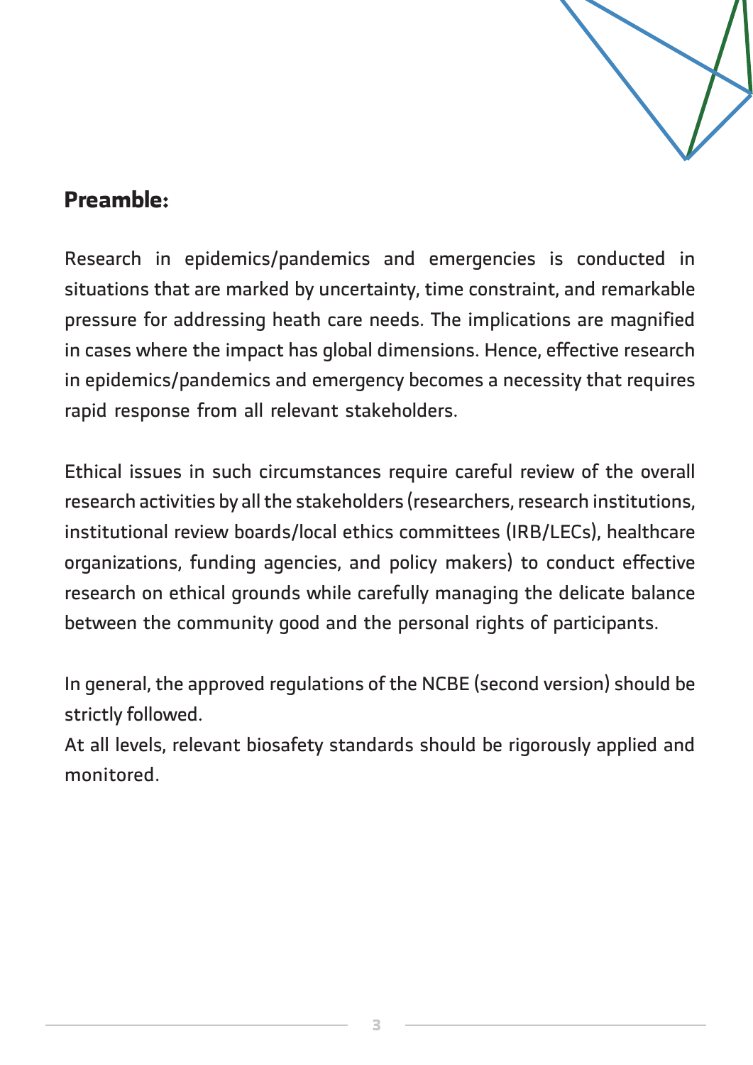## Preamble:

Research in epidemics/pandemics and emergencies is conducted in situations that are marked by uncertainty, time constraint, and remarkable pressure for addressing heath care needs. The implications are magnified in cases where the impact has global dimensions. Hence, effective research in epidemics/pandemics and emergency becomes a necessity that requires rapid response from all relevant stakeholders.

Ethical issues in such circumstances require careful review of the overall research activities by all the stakeholders (researchers, research institutions, institutional review boards/local ethics committees (IRB/LECs), healthcare organizations, funding agencies, and policy makers) to conduct effective research on ethical grounds while carefully managing the delicate balance between the community good and the personal rights of participants.

In general, the approved regulations of the NCBE (second version) should be strictly followed.

At all levels, relevant biosafety standards should be rigorously applied and monitored.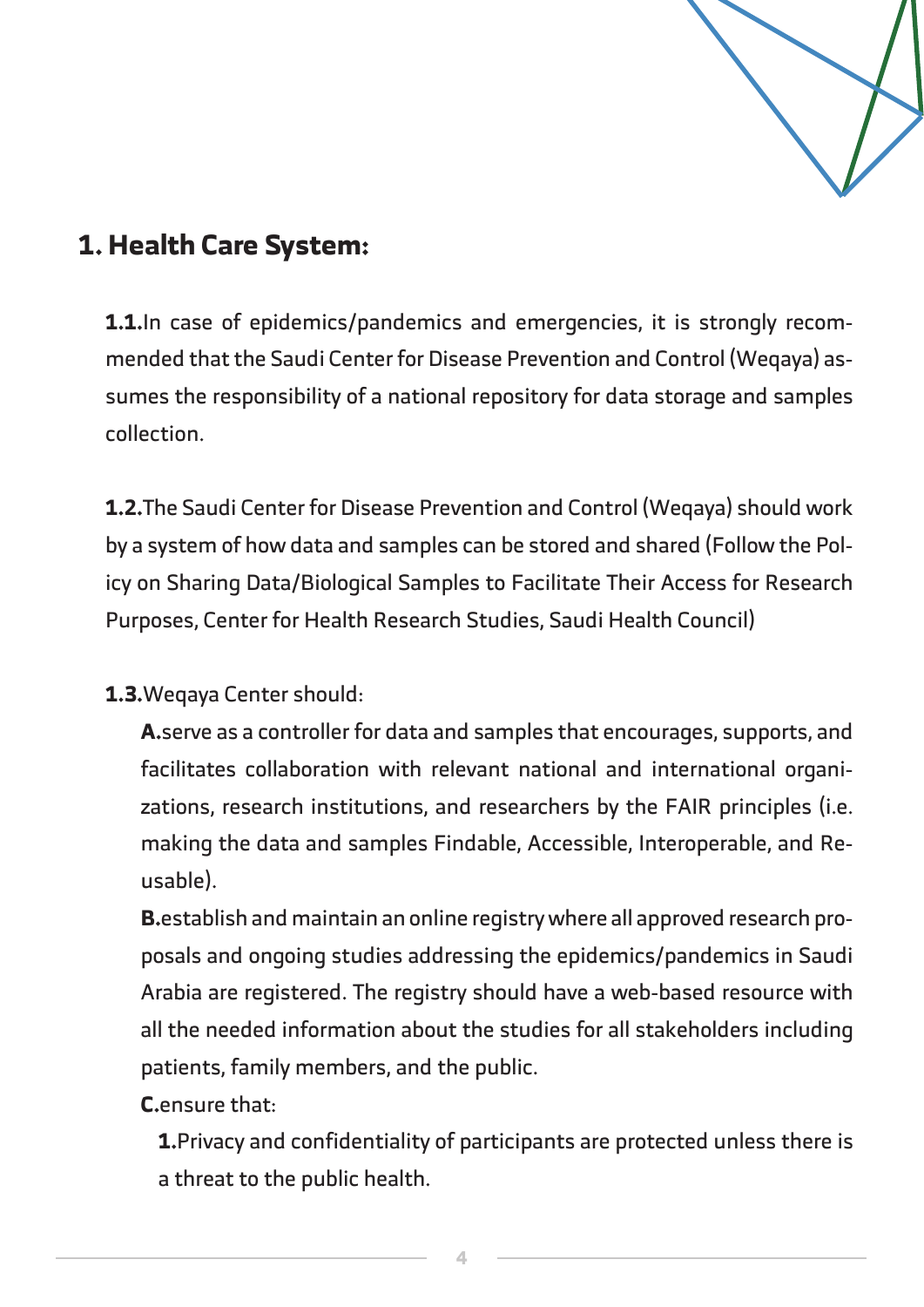# 1. Health Care System:

**1.1.** In case of epidemics/pandemics and emergencies, it is strongly recommended that the Saudi Center for Disease Prevention and Control (Weqaya) assumes the responsibility of a national repository for data storage and samples collection.

**1.2.** The Saudi Center for Disease Prevention and Control (Weqaya) should work by a system of how data and samples can be stored and shared (Follow the Policy on Sharing Data/Biological Samples to Facilitate Their Access for Research Purposes, Center for Health Research Studies, Saudi Health Council)

**1.3.** Weqaya Center should:

**A.** serve as a controller for data and samples that encourages, supports, and facilitates collaboration with relevant national and international organizations, research institutions, and researchers by the FAIR principles (i.e. making the data and samples Findable, Accessible, Interoperable, and Reusable).

**B.** establish and maintain an online registry where all approved research proposals and ongoing studies addressing the epidemics/pandemics in Saudi Arabia are registered. The registry should have a web-based resource with all the needed information about the studies for all stakeholders including patients, family members, and the public.

**C.** ensure that:

**1.** Privacy and confidentiality of participants are protected unless there is a threat to the public health.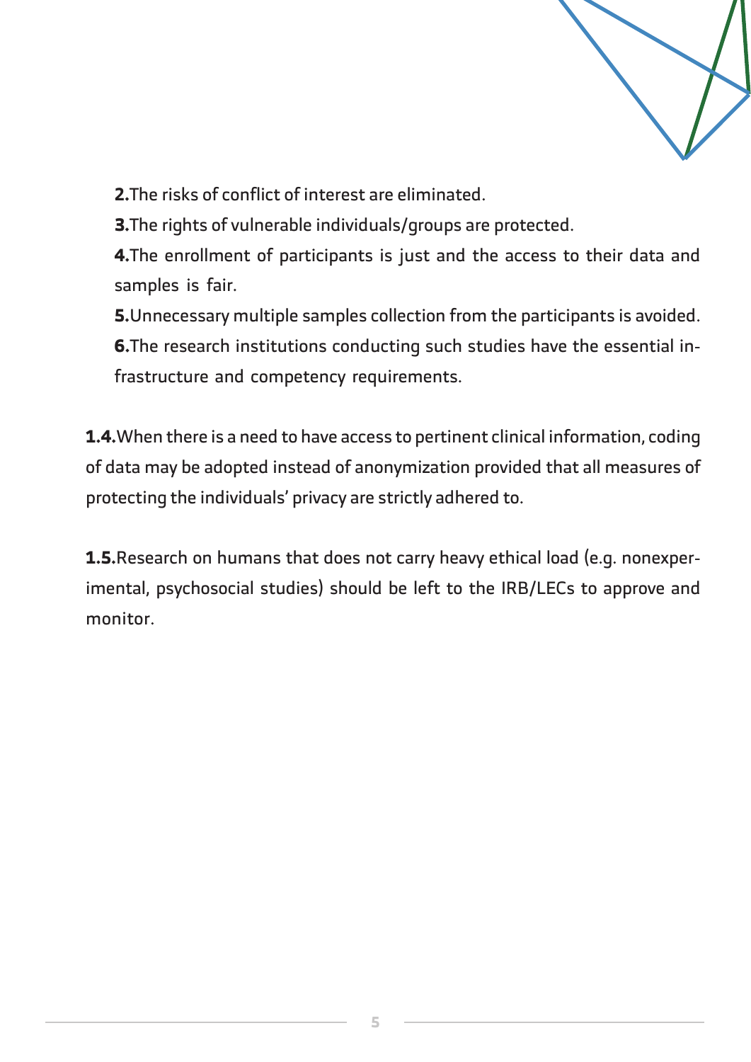2. The risks of conflict of interest are eliminated.
3. The rights of vulnerable individuals/groups are protected.
4. The enrollment of participants is just and the access to their data and samples is fair.
5. Unnecessary multiple samples collection from the participants is avoided.
6. The research institutions conducting such studies have the essential infrastructure and competency requirements.

**1.4.** When there is a need to have access to pertinent clinical information, coding of data may be adopted instead of anonymization provided that all measures of protecting the individuals' privacy are strictly adhered to.

**1.5.** Research on humans that does not carry heavy ethical load (e.g. nonexperimental, psychosocial studies) should be left to the IRB/LECs to approve and monitor.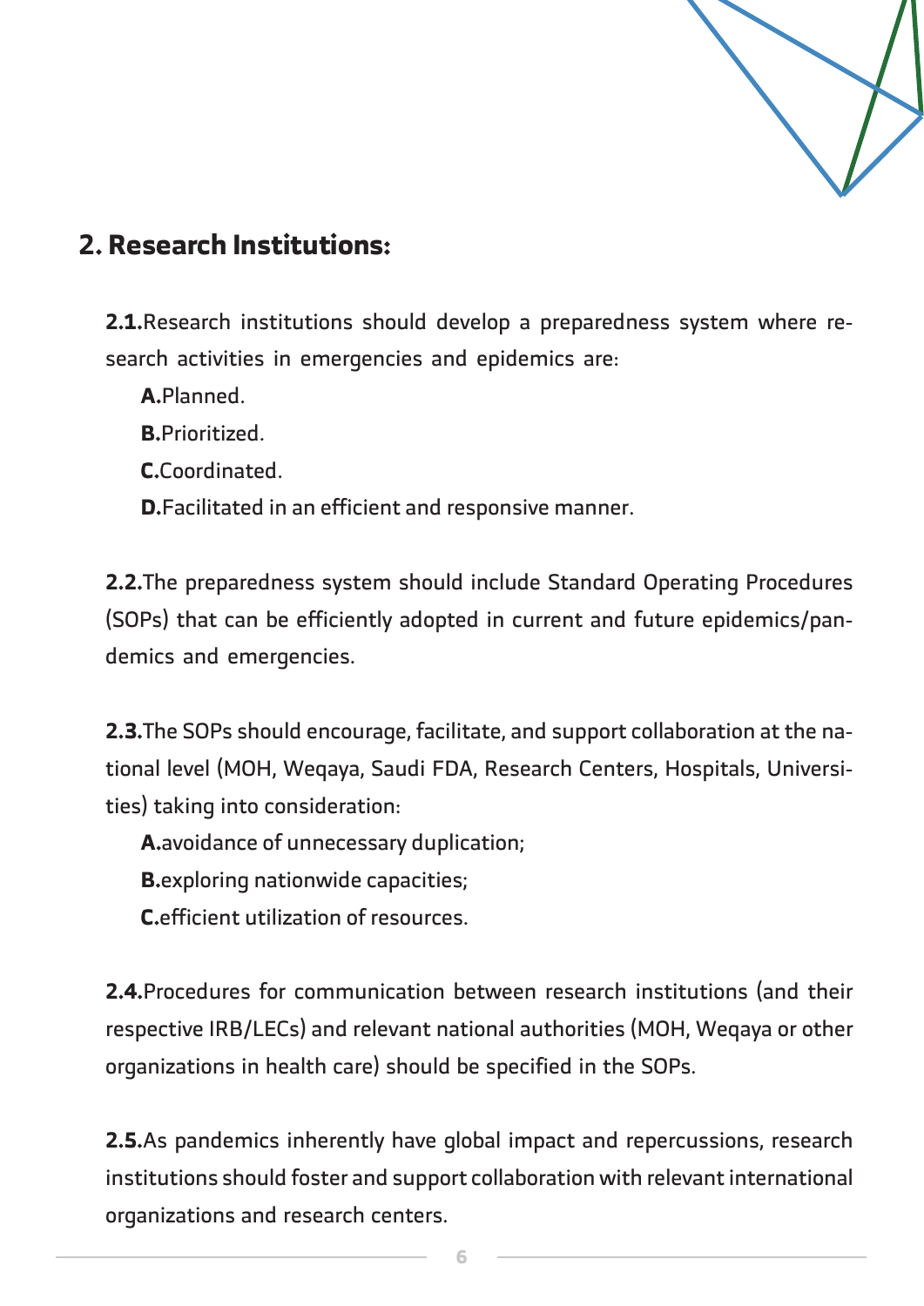## 2. Research Institutions:

**2.1.** Research institutions should develop a preparedness system where research activities in emergencies and epidemics are:

**A.** Planned.

**B.** Prioritized.

**C.** Coordinated.

**D.** Facilitated in an efficient and responsive manner.

**2.2.** The preparedness system should include Standard Operating Procedures (SOPs) that can be efficiently adopted in current and future epidemics/pandemics and emergencies.

**2.3.** The SOPs should encourage, facilitate, and support collaboration at the national level (MOH, Weqaya, Saudi FDA, Research Centers, Hospitals, Universities) taking into consideration:

**A.** avoidance of unnecessary duplication;

**B.** exploring nationwide capacities;

**C.** efficient utilization of resources.

**2.4.** Procedures for communication between research institutions (and their respective IRB/LECs) and relevant national authorities (MOH, Weqaya or other organizations in health care) should be specified in the SOPs.

**2.5.** As pandemics inherently have global impact and repercussions, research institutions should foster and support collaboration with relevant international organizations and research centers.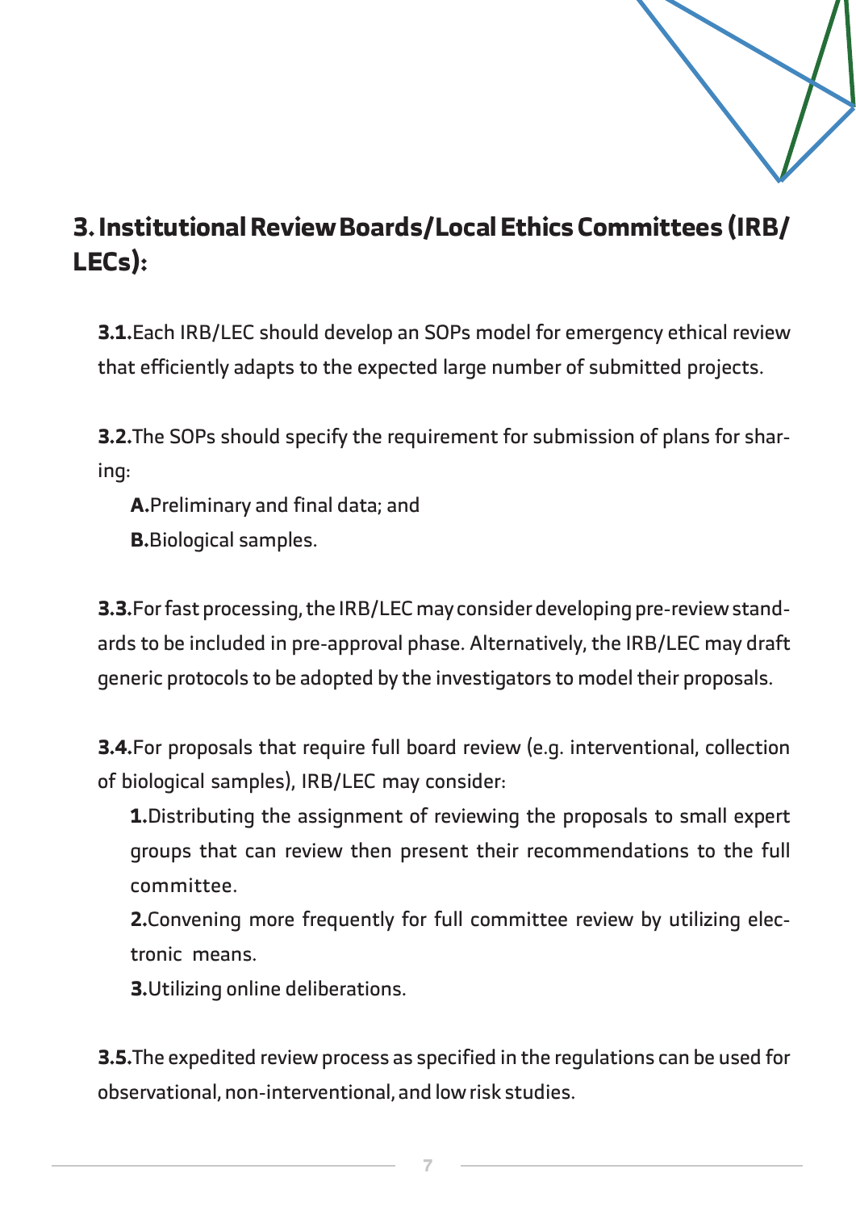## 3. Institutional Review Boards/Local Ethics Committees (IRB/LECs):

**3.1.** Each IRB/LEC should develop an SOPs model for emergency ethical review that efficiently adapts to the expected large number of submitted projects.

**3.2.** The SOPs should specify the requirement for submission of plans for sharing:

- **A.** Preliminary and final data; and
- **B.** Biological samples.

**3.3.** For fast processing, the IRB/LEC may consider developing pre-review standards to be included in pre-approval phase. Alternatively, the IRB/LEC may draft generic protocols to be adopted by the investigators to model their proposals.

**3.4.** For proposals that require full board review (e.g. interventional, collection of biological samples), IRB/LEC may consider:

1. Distributing the assignment of reviewing the proposals to small expert groups that can review then present their recommendations to the full committee.
2. Convening more frequently for full committee review by utilizing electronic means.
3. Utilizing online deliberations.

**3.5.** The expedited review process as specified in the regulations can be used for observational, non-interventional, and low risk studies.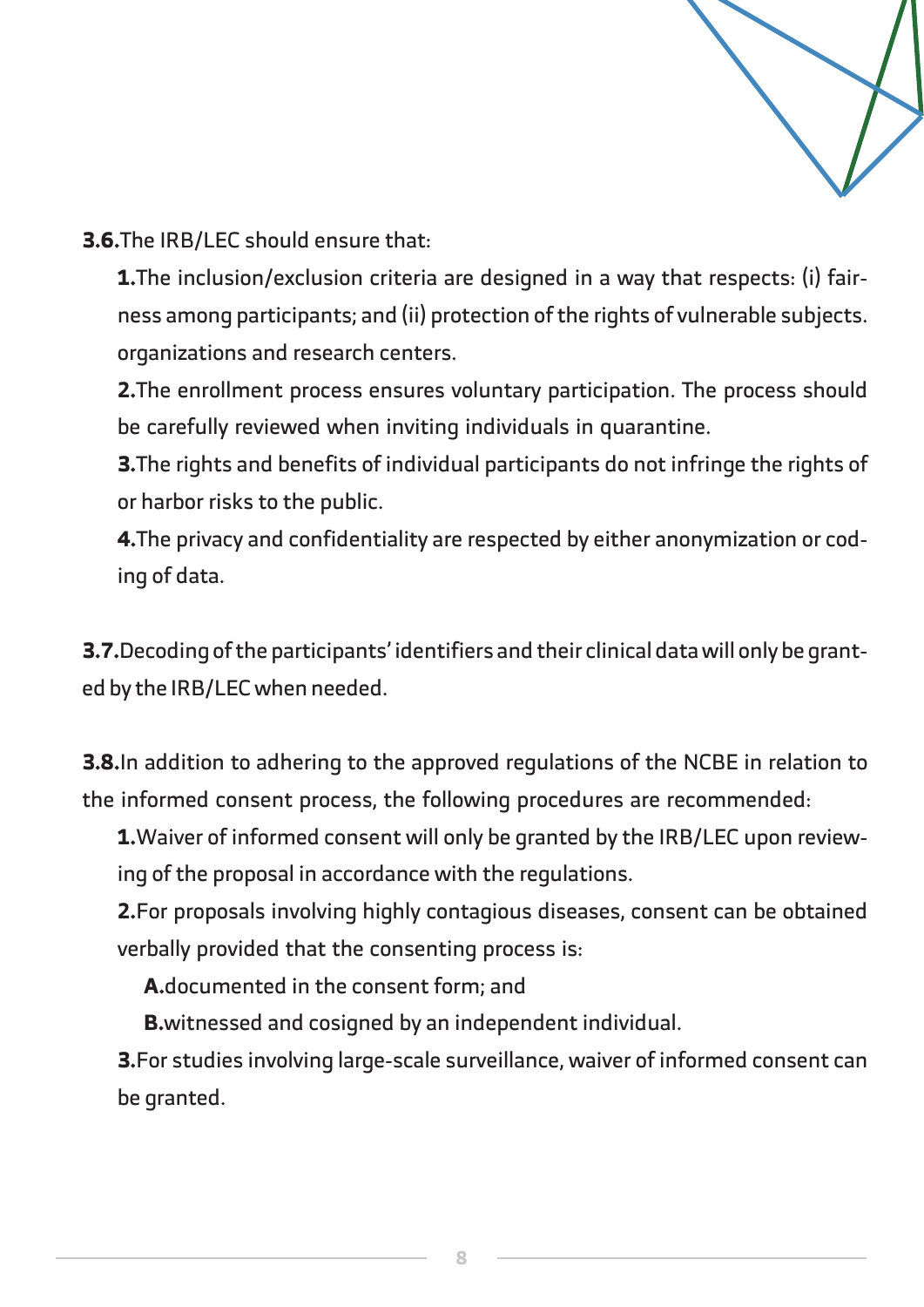**3.6.** The IRB/LEC should ensure that:

1. The inclusion/exclusion criteria are designed in a way that respects: (i) fairness among participants; and (ii) protection of the rights of vulnerable subjects. organizations and research centers.
2. The enrollment process ensures voluntary participation. The process should be carefully reviewed when inviting individuals in quarantine.
3. The rights and benefits of individual participants do not infringe the rights of or harbor risks to the public.
4. The privacy and confidentiality are respected by either anonymization or coding of data.

**3.7.** Decoding of the participants' identifiers and their clinical data will only be granted by the IRB/LEC when needed.

**3.8.** In addition to adhering to the approved regulations of the NCBE in relation to the informed consent process, the following procedures are recommended:

1. Waiver of informed consent will only be granted by the IRB/LEC upon reviewing of the proposal in accordance with the regulations.
2. For proposals involving highly contagious diseases, consent can be obtained verbally provided that the consenting process is:
   - **A.** documented in the consent form; and
   - **B.** witnessed and cosigned by an independent individual.
3. For studies involving large-scale surveillance, waiver of informed consent can be granted.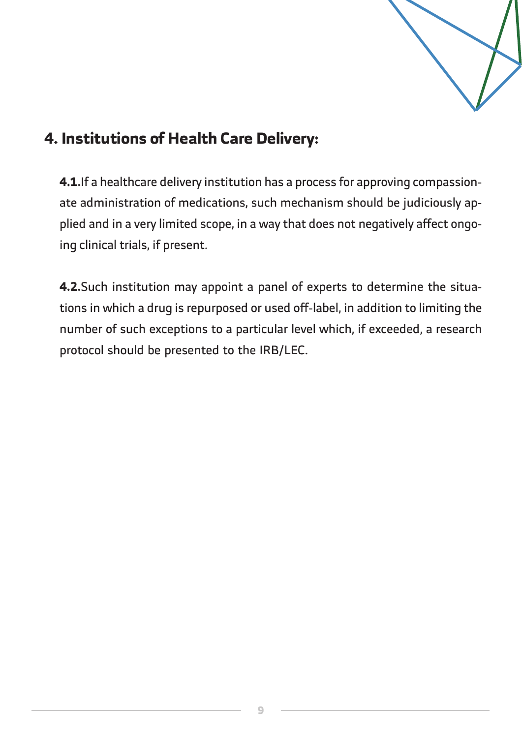## 4. Institutions of Health Care Delivery:

**4.1.** If a healthcare delivery institution has a process for approving compassionate administration of medications, such mechanism should be judiciously applied and in a very limited scope, in a way that does not negatively affect ongoing clinical trials, if present.

**4.2.** Such institution may appoint a panel of experts to determine the situations in which a drug is repurposed or used off-label, in addition to limiting the number of such exceptions to a particular level which, if exceeded, a research protocol should be presented to the IRB/LEC.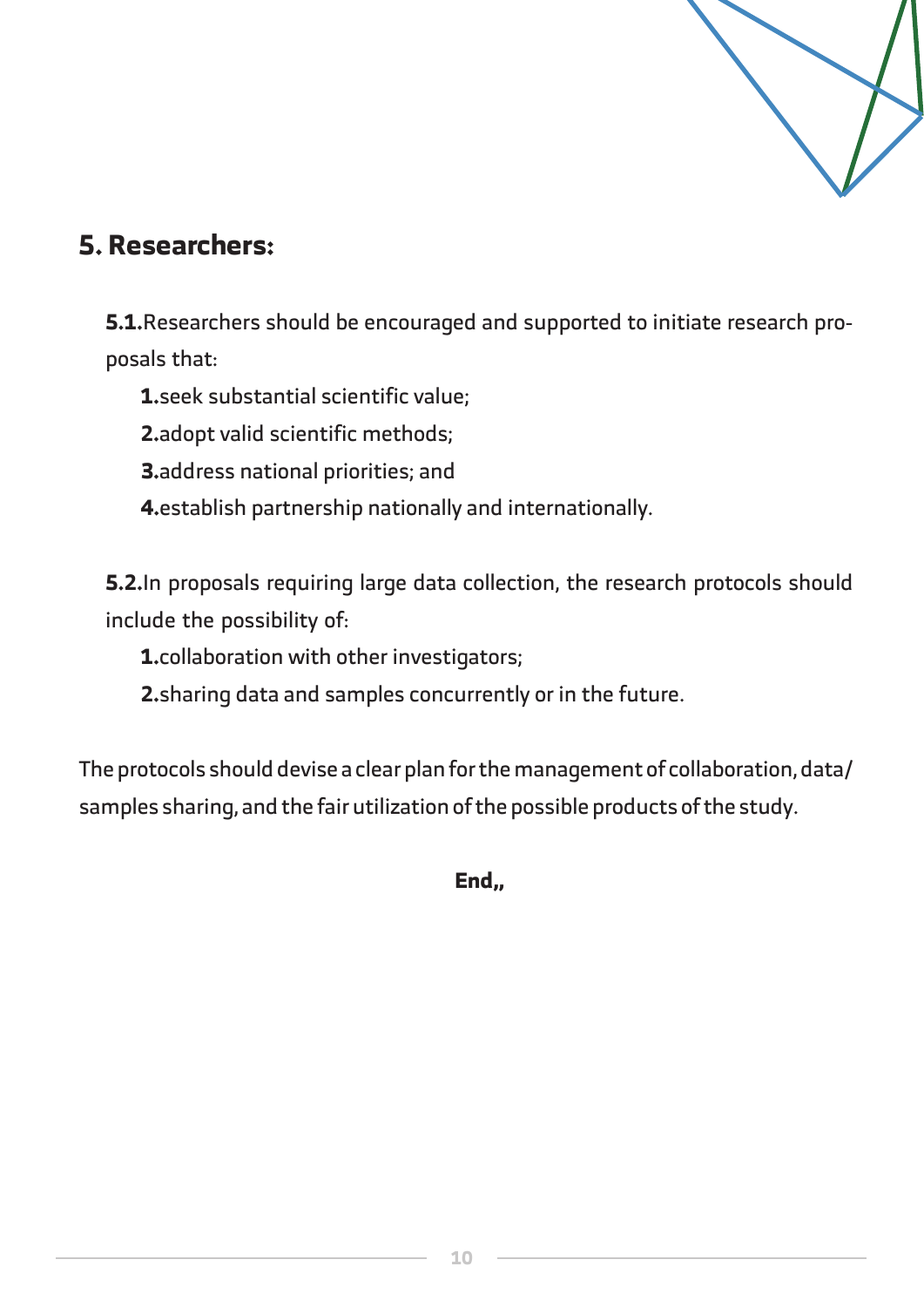## 5. Researchers:

**5.1.** Researchers should be encouraged and supported to initiate research proposals that:

**1.** seek substantial scientific value;

**2.** adopt valid scientific methods;

**3.** address national priorities; and

**4.** establish partnership nationally and internationally.

**5.2.** In proposals requiring large data collection, the research protocols should include the possibility of:

**1.** collaboration with other investigators;

**2.** sharing data and samples concurrently or in the future.

The protocols should devise a clear plan for the management of collaboration, data/samples sharing, and the fair utilization of the possible products of the study.

**End,,**